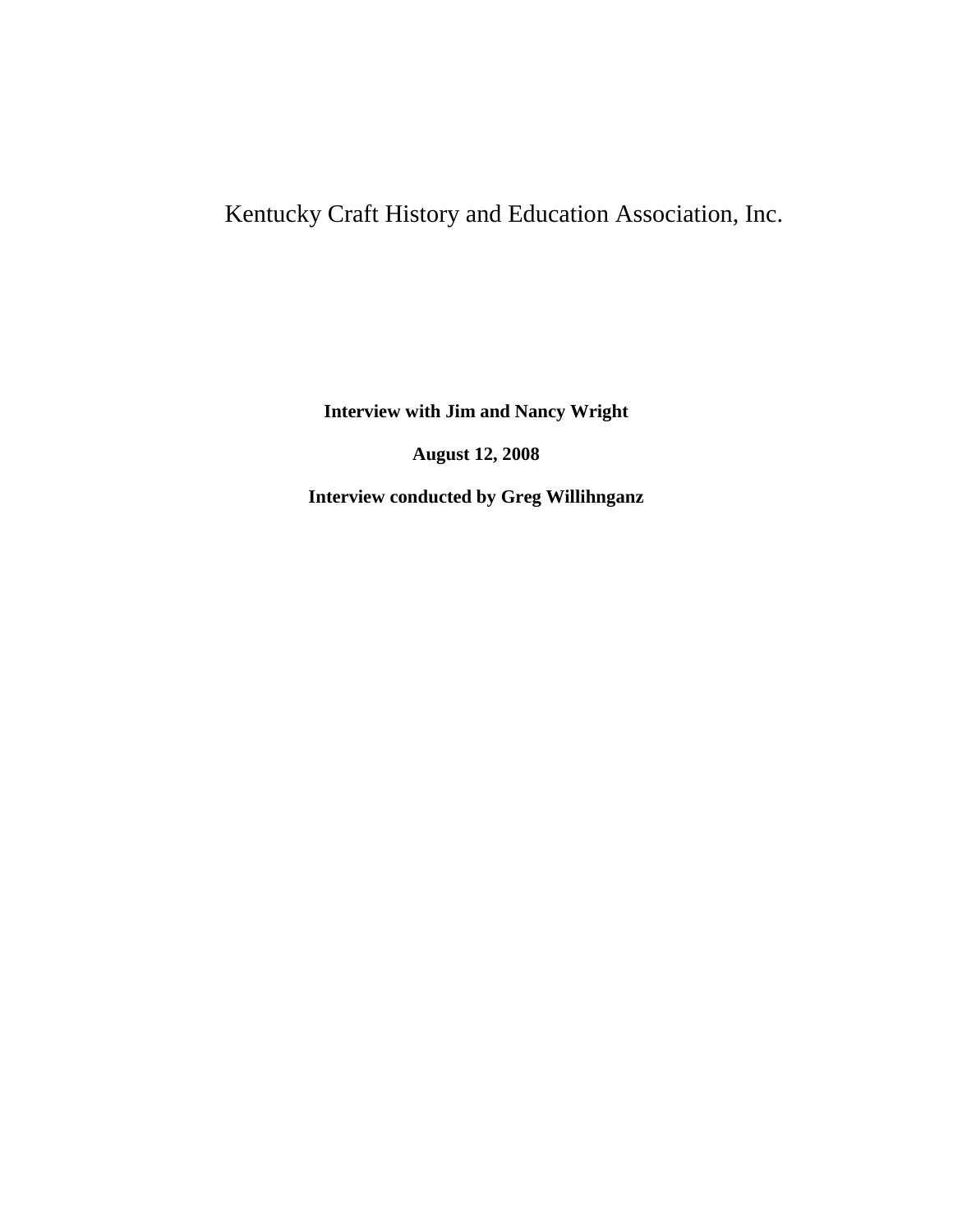# Kentucky Craft History and Education Association, Inc.

**Interview with Jim and Nancy Wright**

**August 12, 2008**

**Interview conducted by Greg Willihnganz**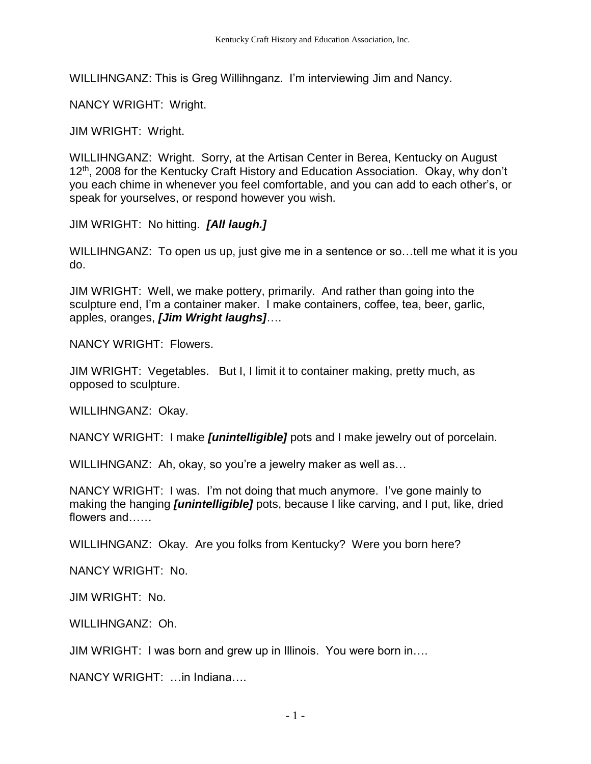WILLIHNGANZ: This is Greg Willihnganz. I'm interviewing Jim and Nancy.

NANCY WRIGHT: Wright.

JIM WRIGHT: Wright.

WILLIHNGANZ: Wright. Sorry, at the Artisan Center in Berea, Kentucky on August 12th, 2008 for the Kentucky Craft History and Education Association. Okay, why don't you each chime in whenever you feel comfortable, and you can add to each other's, or speak for yourselves, or respond however you wish.

JIM WRIGHT: No hitting. ***[All laugh.]***

WILLIHNGANZ: To open us up, just give me in a sentence or so…tell me what it is you do.

JIM WRIGHT: Well, we make pottery, primarily. And rather than going into the sculpture end, I'm a container maker. I make containers, coffee, tea, beer, garlic, apples, oranges, ***[Jim Wright laughs]***….

NANCY WRIGHT: Flowers.

JIM WRIGHT: Vegetables. But I, I limit it to container making, pretty much, as opposed to sculpture.

WILLIHNGANZ: Okay.

NANCY WRIGHT: I make ***[unintelligible]*** pots and I make jewelry out of porcelain.

WILLIHNGANZ: Ah, okay, so you're a jewelry maker as well as…

NANCY WRIGHT: I was. I'm not doing that much anymore. I've gone mainly to making the hanging ***[unintelligible]*** pots, because I like carving, and I put, like, dried flowers and……

WILLIHNGANZ: Okay. Are you folks from Kentucky? Were you born here?

NANCY WRIGHT: No.

JIM WRIGHT: No.

WILLIHNGANZ: Oh.

JIM WRIGHT: I was born and grew up in Illinois. You were born in….

NANCY WRIGHT: …in Indiana….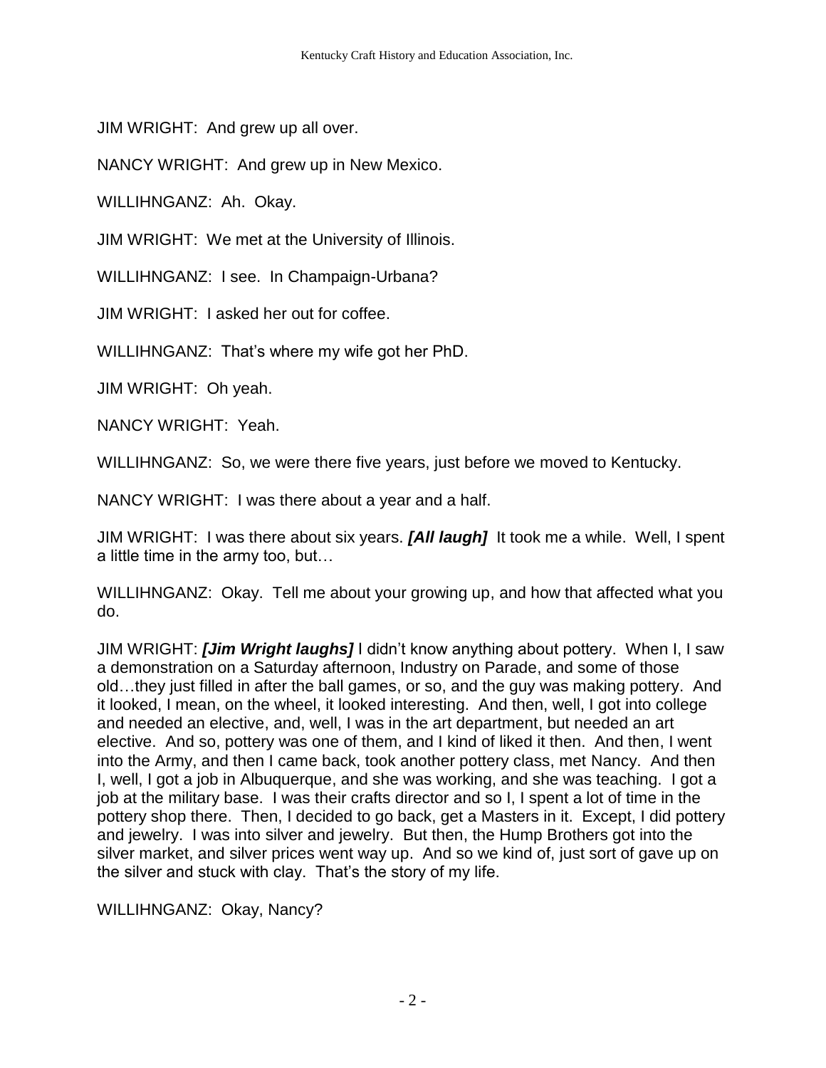JIM WRIGHT: And grew up all over.

NANCY WRIGHT: And grew up in New Mexico.

WILLIHNGANZ: Ah. Okay.

JIM WRIGHT: We met at the University of Illinois.

WILLIHNGANZ: I see. In Champaign-Urbana?

JIM WRIGHT: I asked her out for coffee.

WILLIHNGANZ: That's where my wife got her PhD.

JIM WRIGHT: Oh yeah.

NANCY WRIGHT: Yeah.

WILLIHNGANZ: So, we were there five years, just before we moved to Kentucky.

NANCY WRIGHT: I was there about a year and a half.

JIM WRIGHT: I was there about six years. ***[All laugh]*** It took me a while. Well, I spent a little time in the army too, but…

WILLIHNGANZ: Okay. Tell me about your growing up, and how that affected what you do.

JIM WRIGHT: ***[Jim Wright laughs]*** I didn't know anything about pottery. When I, I saw a demonstration on a Saturday afternoon, Industry on Parade, and some of those old…they just filled in after the ball games, or so, and the guy was making pottery. And it looked, I mean, on the wheel, it looked interesting. And then, well, I got into college and needed an elective, and, well, I was in the art department, but needed an art elective. And so, pottery was one of them, and I kind of liked it then. And then, I went into the Army, and then I came back, took another pottery class, met Nancy. And then I, well, I got a job in Albuquerque, and she was working, and she was teaching. I got a job at the military base. I was their crafts director and so I, I spent a lot of time in the pottery shop there. Then, I decided to go back, get a Masters in it. Except, I did pottery and jewelry. I was into silver and jewelry. But then, the Hump Brothers got into the silver market, and silver prices went way up. And so we kind of, just sort of gave up on the silver and stuck with clay. That's the story of my life.

WILLIHNGANZ: Okay, Nancy?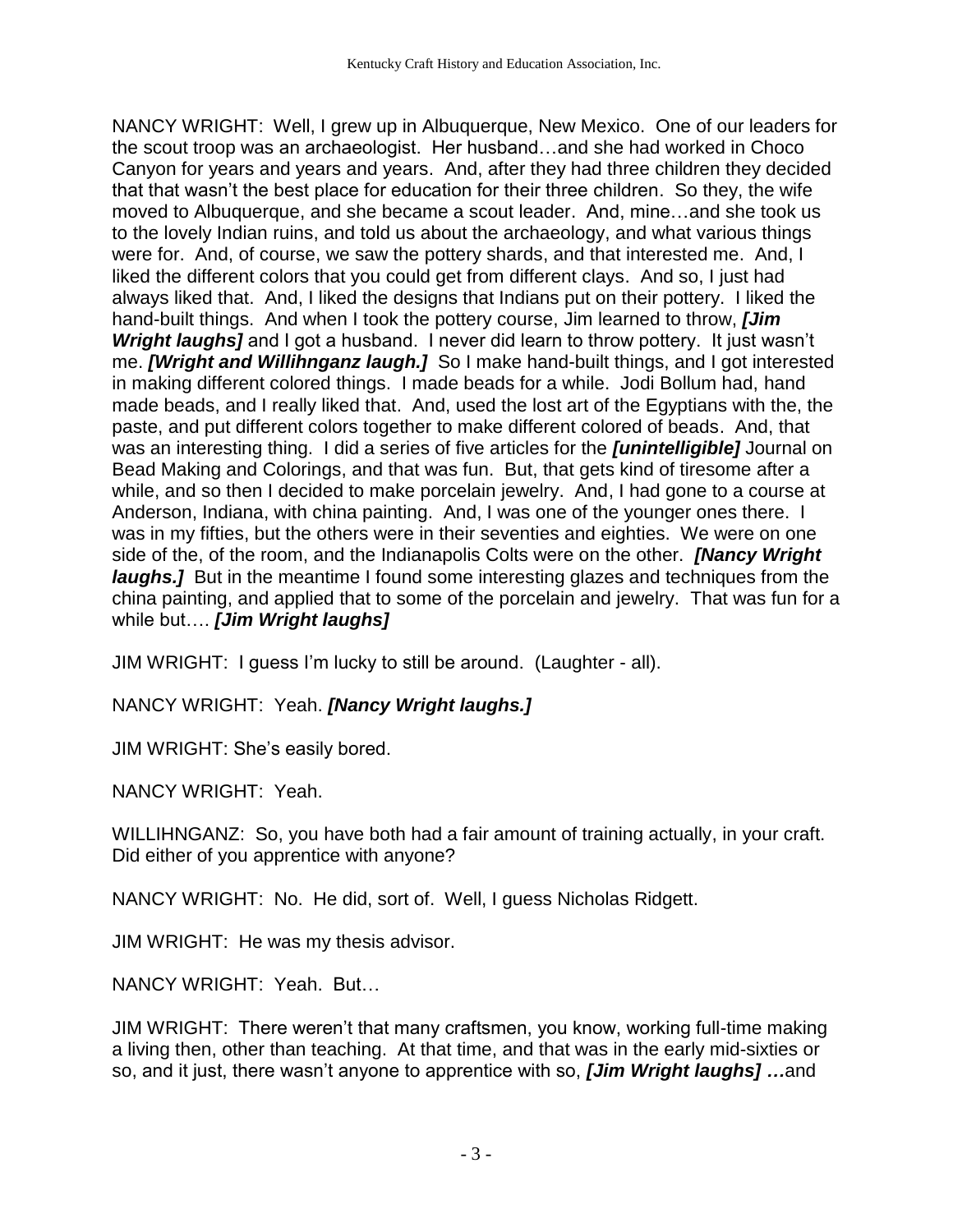NANCY WRIGHT: Well, I grew up in Albuquerque, New Mexico. One of our leaders for the scout troop was an archaeologist. Her husband…and she had worked in Choco Canyon for years and years and years. And, after they had three children they decided that that wasn't the best place for education for their three children. So they, the wife moved to Albuquerque, and she became a scout leader. And, mine…and she took us to the lovely Indian ruins, and told us about the archaeology, and what various things were for. And, of course, we saw the pottery shards, and that interested me. And, I liked the different colors that you could get from different clays. And so, I just had always liked that. And, I liked the designs that Indians put on their pottery. I liked the hand-built things. And when I took the pottery course, Jim learned to throw, ***[Jim Wright laughs]*** and I got a husband. I never did learn to throw pottery. It just wasn't me. ***[Wright and Willihnganz laugh.]*** So I make hand-built things, and I got interested in making different colored things. I made beads for a while. Jodi Bollum had, hand made beads, and I really liked that. And, used the lost art of the Egyptians with the, the paste, and put different colors together to make different colored of beads. And, that was an interesting thing. I did a series of five articles for the ***[unintelligible]*** Journal on Bead Making and Colorings, and that was fun. But, that gets kind of tiresome after a while, and so then I decided to make porcelain jewelry. And, I had gone to a course at Anderson, Indiana, with china painting. And, I was one of the younger ones there. I was in my fifties, but the others were in their seventies and eighties. We were on one side of the, of the room, and the Indianapolis Colts were on the other. ***[Nancy Wright laughs.]*** But in the meantime I found some interesting glazes and techniques from the china painting, and applied that to some of the porcelain and jewelry. That was fun for a while but…. ***[Jim Wright laughs]***

JIM WRIGHT: I guess I'm lucky to still be around. (Laughter - all).

NANCY WRIGHT: Yeah. ***[Nancy Wright laughs.]***

JIM WRIGHT: She's easily bored.

NANCY WRIGHT: Yeah.

WILLIHNGANZ: So, you have both had a fair amount of training actually, in your craft. Did either of you apprentice with anyone?

NANCY WRIGHT: No. He did, sort of. Well, I guess Nicholas Ridgett.

JIM WRIGHT: He was my thesis advisor.

NANCY WRIGHT: Yeah. But…

JIM WRIGHT: There weren't that many craftsmen, you know, working full-time making a living then, other than teaching. At that time, and that was in the early mid-sixties or so, and it just, there wasn't anyone to apprentice with so, ***[Jim Wright laughs] …***and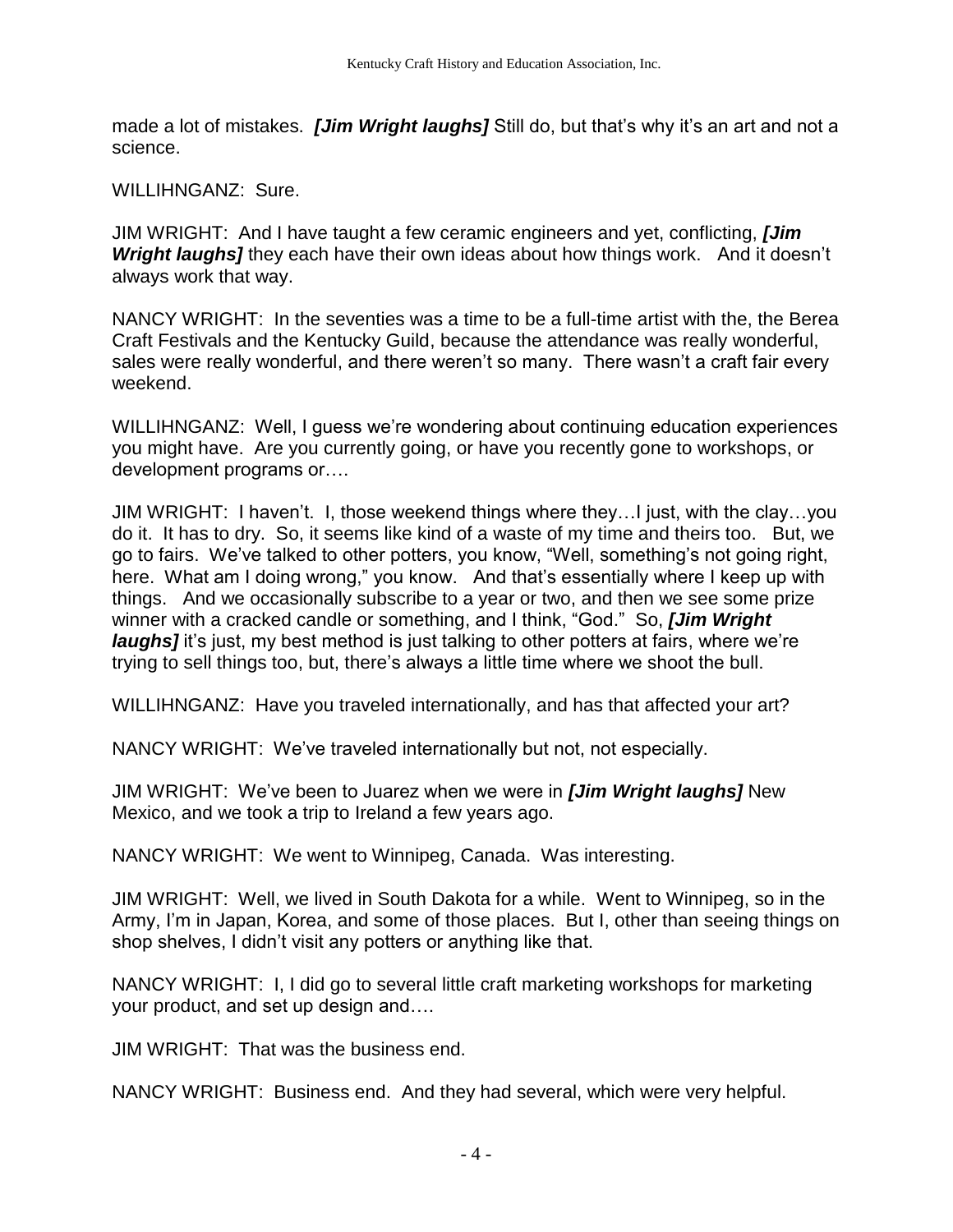made a lot of mistakes. ***[Jim Wright laughs]*** Still do, but that's why it's an art and not a science.

WILLIHNGANZ: Sure.

JIM WRIGHT: And I have taught a few ceramic engineers and yet, conflicting, ***[Jim Wright laughs]*** they each have their own ideas about how things work. And it doesn't always work that way.

NANCY WRIGHT: In the seventies was a time to be a full-time artist with the, the Berea Craft Festivals and the Kentucky Guild, because the attendance was really wonderful, sales were really wonderful, and there weren't so many. There wasn't a craft fair every weekend.

WILLIHNGANZ: Well, I guess we're wondering about continuing education experiences you might have. Are you currently going, or have you recently gone to workshops, or development programs or….

JIM WRIGHT: I haven't. I, those weekend things where they…I just, with the clay…you do it. It has to dry. So, it seems like kind of a waste of my time and theirs too. But, we go to fairs. We've talked to other potters, you know, "Well, something's not going right, here. What am I doing wrong," you know. And that's essentially where I keep up with things. And we occasionally subscribe to a year or two, and then we see some prize winner with a cracked candle or something, and I think, "God." So, ***[Jim Wright laughs]*** it's just, my best method is just talking to other potters at fairs, where we're trying to sell things too, but, there's always a little time where we shoot the bull.

WILLIHNGANZ: Have you traveled internationally, and has that affected your art?

NANCY WRIGHT: We've traveled internationally but not, not especially.

JIM WRIGHT: We've been to Juarez when we were in ***[Jim Wright laughs]*** New Mexico, and we took a trip to Ireland a few years ago.

NANCY WRIGHT: We went to Winnipeg, Canada. Was interesting.

JIM WRIGHT: Well, we lived in South Dakota for a while. Went to Winnipeg, so in the Army, I'm in Japan, Korea, and some of those places. But I, other than seeing things on shop shelves, I didn't visit any potters or anything like that.

NANCY WRIGHT: I, I did go to several little craft marketing workshops for marketing your product, and set up design and….

JIM WRIGHT: That was the business end.

NANCY WRIGHT: Business end. And they had several, which were very helpful.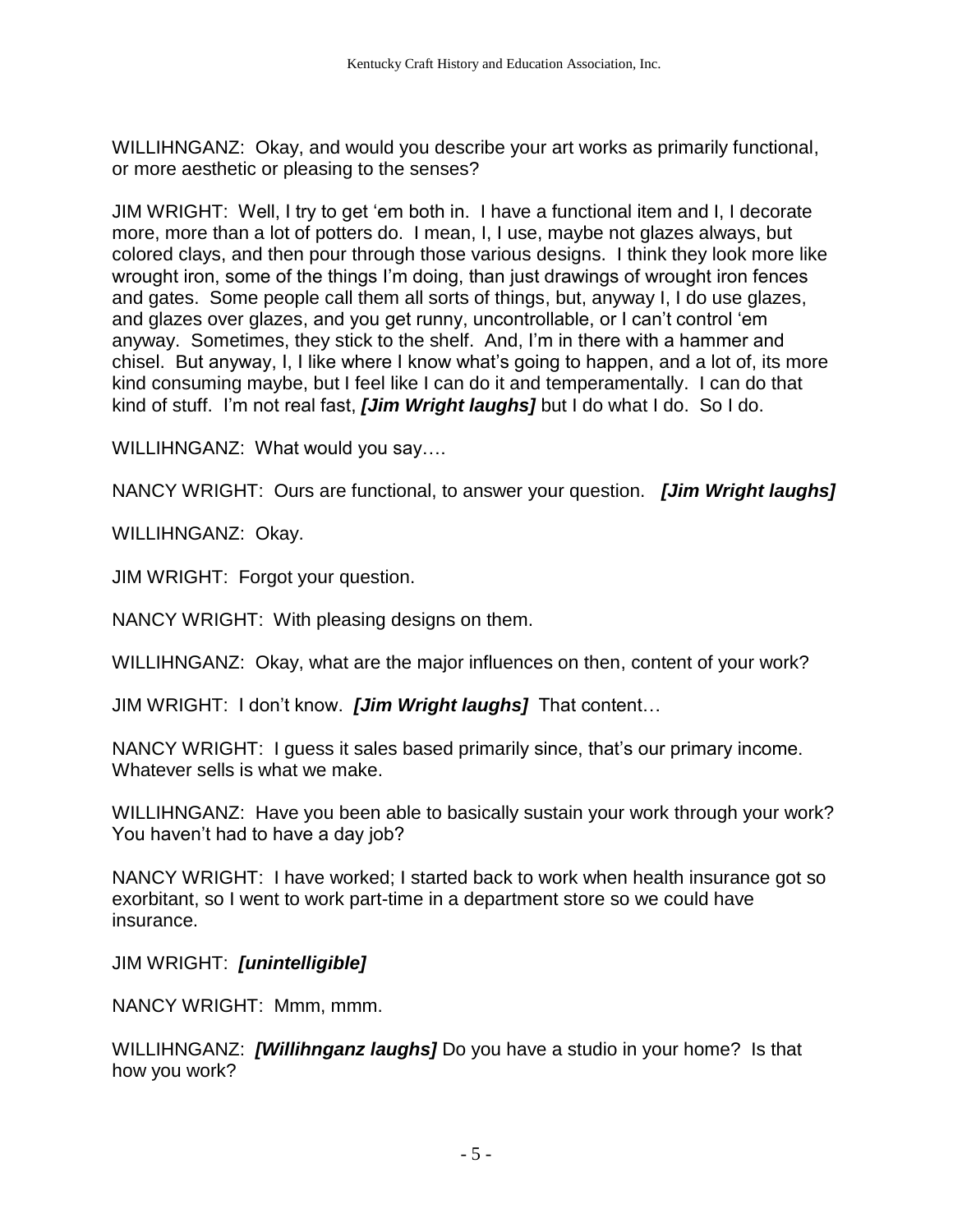WILLIHNGANZ: Okay, and would you describe your art works as primarily functional, or more aesthetic or pleasing to the senses?

JIM WRIGHT: Well, I try to get 'em both in. I have a functional item and I, I decorate more, more than a lot of potters do. I mean, I, I use, maybe not glazes always, but colored clays, and then pour through those various designs. I think they look more like wrought iron, some of the things I'm doing, than just drawings of wrought iron fences and gates. Some people call them all sorts of things, but, anyway I, I do use glazes, and glazes over glazes, and you get runny, uncontrollable, or I can't control 'em anyway. Sometimes, they stick to the shelf. And, I'm in there with a hammer and chisel. But anyway, I, I like where I know what's going to happen, and a lot of, its more kind consuming maybe, but I feel like I can do it and temperamentally. I can do that kind of stuff. I'm not real fast, ***[Jim Wright laughs]*** but I do what I do. So I do.

WILLIHNGANZ: What would you say….

NANCY WRIGHT: Ours are functional, to answer your question. ***[Jim Wright laughs]***

WILLIHNGANZ: Okay.

JIM WRIGHT: Forgot your question.

NANCY WRIGHT: With pleasing designs on them.

WILLIHNGANZ: Okay, what are the major influences on then, content of your work?

JIM WRIGHT: I don't know. ***[Jim Wright laughs]*** That content…

NANCY WRIGHT: I guess it sales based primarily since, that's our primary income. Whatever sells is what we make.

WILLIHNGANZ: Have you been able to basically sustain your work through your work? You haven't had to have a day job?

NANCY WRIGHT: I have worked; I started back to work when health insurance got so exorbitant, so I went to work part-time in a department store so we could have insurance.

JIM WRIGHT: ***[unintelligible]***

NANCY WRIGHT: Mmm, mmm.

WILLIHNGANZ: ***[Willihnganz laughs]*** Do you have a studio in your home? Is that how you work?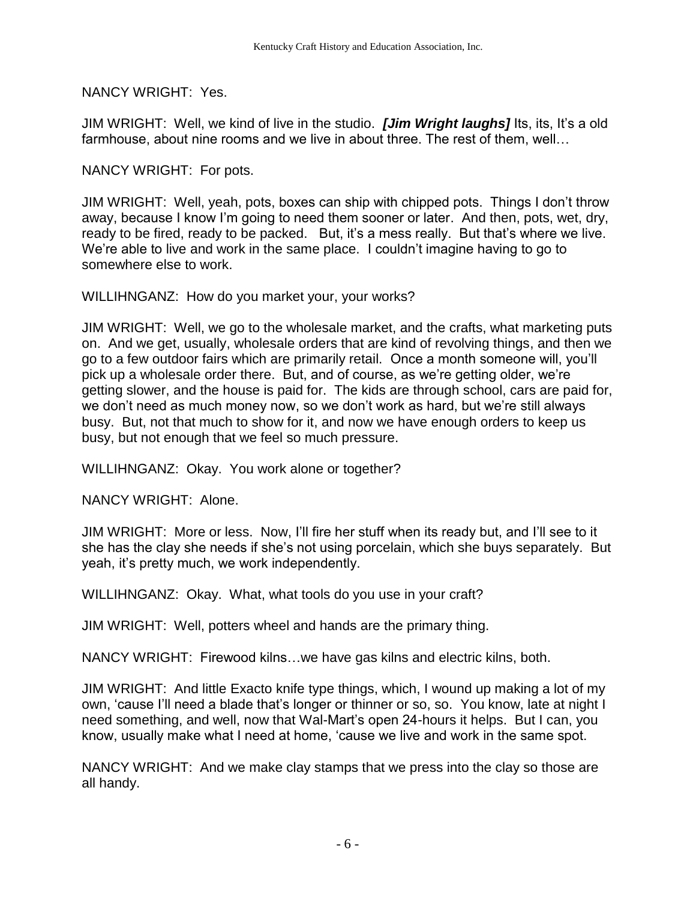NANCY WRIGHT: Yes.

JIM WRIGHT: Well, we kind of live in the studio. ***[Jim Wright laughs]*** Its, its, It's a old farmhouse, about nine rooms and we live in about three. The rest of them, well…

NANCY WRIGHT: For pots.

JIM WRIGHT: Well, yeah, pots, boxes can ship with chipped pots. Things I don't throw away, because I know I'm going to need them sooner or later. And then, pots, wet, dry, ready to be fired, ready to be packed. But, it's a mess really. But that's where we live. We're able to live and work in the same place. I couldn't imagine having to go to somewhere else to work.

WILLIHNGANZ: How do you market your, your works?

JIM WRIGHT: Well, we go to the wholesale market, and the crafts, what marketing puts on. And we get, usually, wholesale orders that are kind of revolving things, and then we go to a few outdoor fairs which are primarily retail. Once a month someone will, you'll pick up a wholesale order there. But, and of course, as we're getting older, we're getting slower, and the house is paid for. The kids are through school, cars are paid for, we don't need as much money now, so we don't work as hard, but we're still always busy. But, not that much to show for it, and now we have enough orders to keep us busy, but not enough that we feel so much pressure.

WILLIHNGANZ: Okay. You work alone or together?

NANCY WRIGHT: Alone.

JIM WRIGHT: More or less. Now, I'll fire her stuff when its ready but, and I'll see to it she has the clay she needs if she's not using porcelain, which she buys separately. But yeah, it's pretty much, we work independently.

WILLIHNGANZ: Okay. What, what tools do you use in your craft?

JIM WRIGHT: Well, potters wheel and hands are the primary thing.

NANCY WRIGHT: Firewood kilns…we have gas kilns and electric kilns, both.

JIM WRIGHT: And little Exacto knife type things, which, I wound up making a lot of my own, 'cause I'll need a blade that's longer or thinner or so, so. You know, late at night I need something, and well, now that Wal-Mart's open 24-hours it helps. But I can, you know, usually make what I need at home, 'cause we live and work in the same spot.

NANCY WRIGHT: And we make clay stamps that we press into the clay so those are all handy.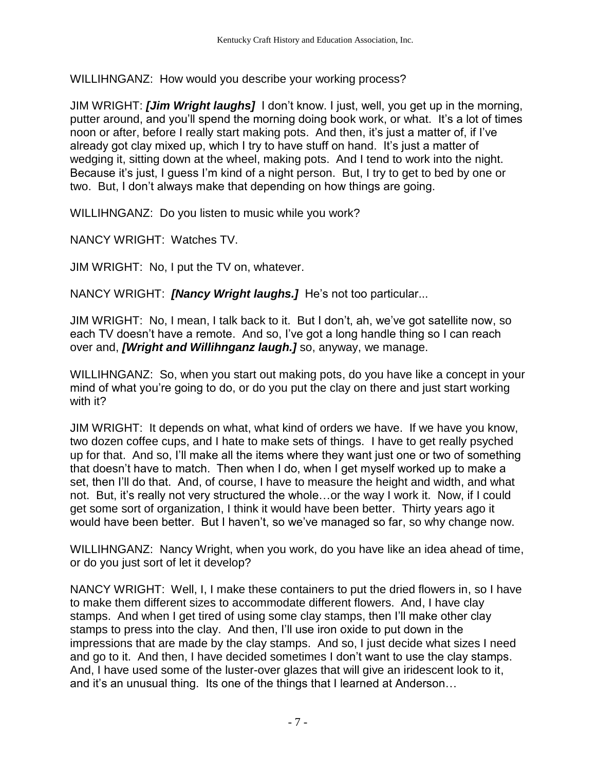WILLIHNGANZ: How would you describe your working process?

JIM WRIGHT: ***[Jim Wright laughs]*** I don't know. I just, well, you get up in the morning, putter around, and you'll spend the morning doing book work, or what. It's a lot of times noon or after, before I really start making pots. And then, it's just a matter of, if I've already got clay mixed up, which I try to have stuff on hand. It's just a matter of wedging it, sitting down at the wheel, making pots. And I tend to work into the night. Because it's just, I guess I'm kind of a night person. But, I try to get to bed by one or two. But, I don't always make that depending on how things are going.

WILLIHNGANZ: Do you listen to music while you work?

NANCY WRIGHT: Watches TV.

JIM WRIGHT: No, I put the TV on, whatever.

NANCY WRIGHT: ***[Nancy Wright laughs.]*** He's not too particular...

JIM WRIGHT: No, I mean, I talk back to it. But I don't, ah, we've got satellite now, so each TV doesn't have a remote. And so, I've got a long handle thing so I can reach over and, ***[Wright and Willihnganz laugh.]*** so, anyway, we manage.

WILLIHNGANZ: So, when you start out making pots, do you have like a concept in your mind of what you're going to do, or do you put the clay on there and just start working with it?

JIM WRIGHT: It depends on what, what kind of orders we have. If we have you know, two dozen coffee cups, and I hate to make sets of things. I have to get really psyched up for that. And so, I'll make all the items where they want just one or two of something that doesn't have to match. Then when I do, when I get myself worked up to make a set, then I'll do that. And, of course, I have to measure the height and width, and what not. But, it's really not very structured the whole…or the way I work it. Now, if I could get some sort of organization, I think it would have been better. Thirty years ago it would have been better. But I haven't, so we've managed so far, so why change now.

WILLIHNGANZ: Nancy Wright, when you work, do you have like an idea ahead of time, or do you just sort of let it develop?

NANCY WRIGHT: Well, I, I make these containers to put the dried flowers in, so I have to make them different sizes to accommodate different flowers. And, I have clay stamps. And when I get tired of using some clay stamps, then I'll make other clay stamps to press into the clay. And then, I'll use iron oxide to put down in the impressions that are made by the clay stamps. And so, I just decide what sizes I need and go to it. And then, I have decided sometimes I don't want to use the clay stamps. And, I have used some of the luster-over glazes that will give an iridescent look to it, and it's an unusual thing. Its one of the things that I learned at Anderson…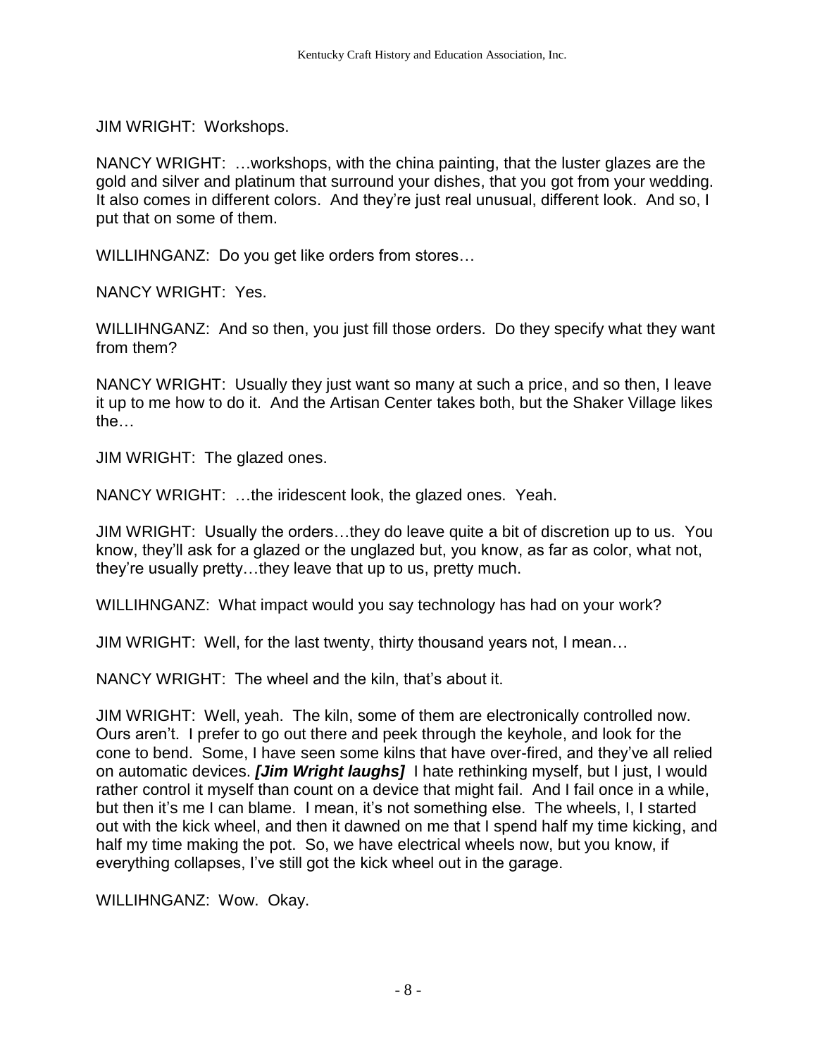JIM WRIGHT: Workshops.

NANCY WRIGHT: …workshops, with the china painting, that the luster glazes are the gold and silver and platinum that surround your dishes, that you got from your wedding. It also comes in different colors. And they're just real unusual, different look. And so, I put that on some of them.

WILLIHNGANZ: Do you get like orders from stores…

NANCY WRIGHT: Yes.

WILLIHNGANZ: And so then, you just fill those orders. Do they specify what they want from them?

NANCY WRIGHT: Usually they just want so many at such a price, and so then, I leave it up to me how to do it. And the Artisan Center takes both, but the Shaker Village likes the…

JIM WRIGHT: The glazed ones.

NANCY WRIGHT: …the iridescent look, the glazed ones. Yeah.

JIM WRIGHT: Usually the orders…they do leave quite a bit of discretion up to us. You know, they'll ask for a glazed or the unglazed but, you know, as far as color, what not, they're usually pretty…they leave that up to us, pretty much.

WILLIHNGANZ: What impact would you say technology has had on your work?

JIM WRIGHT: Well, for the last twenty, thirty thousand years not, I mean…

NANCY WRIGHT: The wheel and the kiln, that's about it.

JIM WRIGHT: Well, yeah. The kiln, some of them are electronically controlled now. Ours aren't. I prefer to go out there and peek through the keyhole, and look for the cone to bend. Some, I have seen some kilns that have over-fired, and they've all relied on automatic devices. ***[Jim Wright laughs]*** I hate rethinking myself, but I just, I would rather control it myself than count on a device that might fail. And I fail once in a while, but then it's me I can blame. I mean, it's not something else. The wheels, I, I started out with the kick wheel, and then it dawned on me that I spend half my time kicking, and half my time making the pot. So, we have electrical wheels now, but you know, if everything collapses, I've still got the kick wheel out in the garage.

WILLIHNGANZ: Wow. Okay.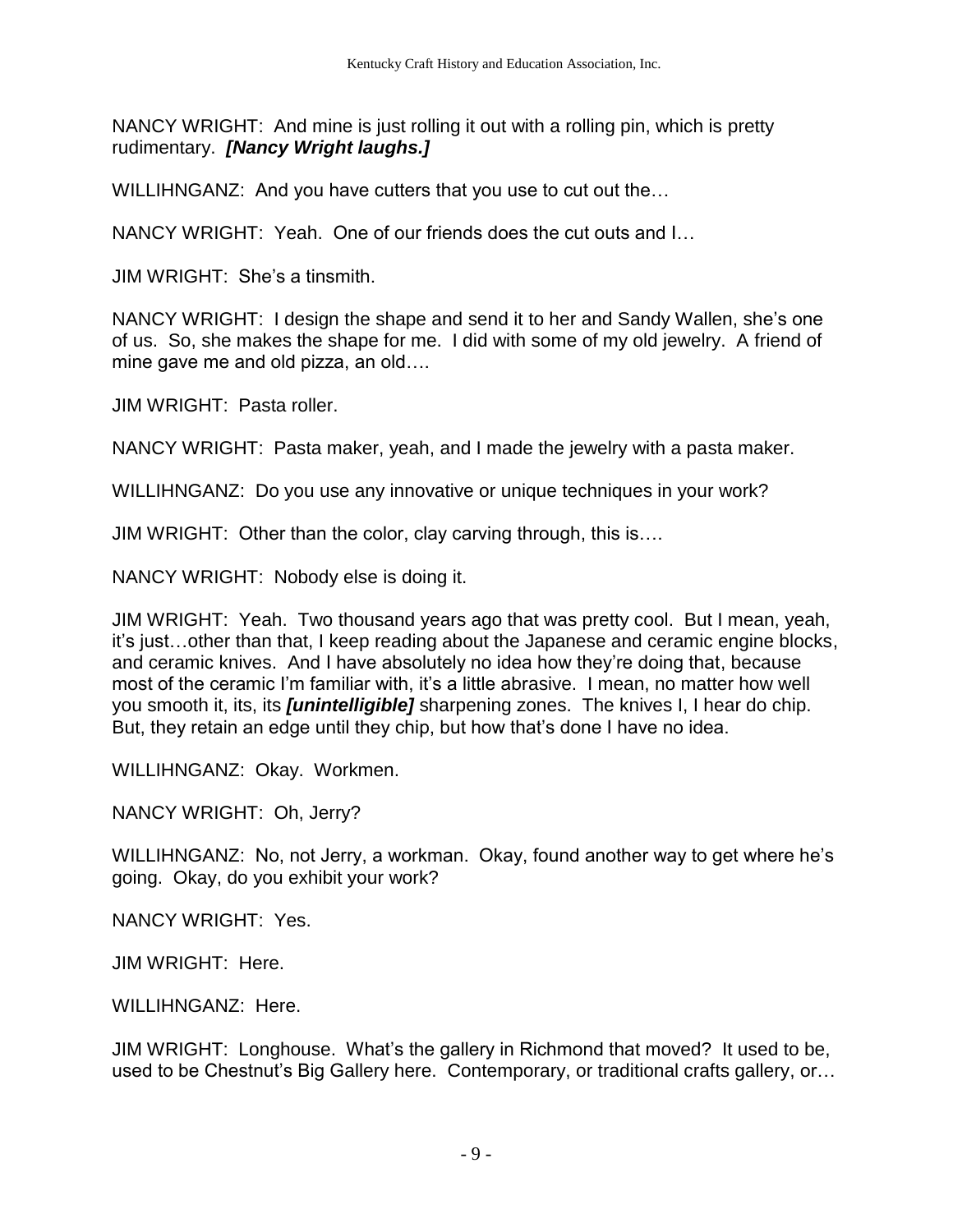NANCY WRIGHT: And mine is just rolling it out with a rolling pin, which is pretty rudimentary. ***[Nancy Wright laughs.]***

WILLIHNGANZ: And you have cutters that you use to cut out the…

NANCY WRIGHT: Yeah. One of our friends does the cut outs and I…

JIM WRIGHT: She's a tinsmith.

NANCY WRIGHT: I design the shape and send it to her and Sandy Wallen, she's one of us. So, she makes the shape for me. I did with some of my old jewelry. A friend of mine gave me and old pizza, an old….

JIM WRIGHT: Pasta roller.

NANCY WRIGHT: Pasta maker, yeah, and I made the jewelry with a pasta maker.

WILLIHNGANZ: Do you use any innovative or unique techniques in your work?

JIM WRIGHT: Other than the color, clay carving through, this is….

NANCY WRIGHT: Nobody else is doing it.

JIM WRIGHT: Yeah. Two thousand years ago that was pretty cool. But I mean, yeah, it's just…other than that, I keep reading about the Japanese and ceramic engine blocks, and ceramic knives. And I have absolutely no idea how they're doing that, because most of the ceramic I'm familiar with, it's a little abrasive. I mean, no matter how well you smooth it, its, its ***[unintelligible]*** sharpening zones. The knives I, I hear do chip. But, they retain an edge until they chip, but how that's done I have no idea.

WILLIHNGANZ: Okay. Workmen.

NANCY WRIGHT: Oh, Jerry?

WILLIHNGANZ: No, not Jerry, a workman. Okay, found another way to get where he's going. Okay, do you exhibit your work?

NANCY WRIGHT: Yes.

JIM WRIGHT: Here.

WILLIHNGANZ: Here.

JIM WRIGHT: Longhouse. What's the gallery in Richmond that moved? It used to be, used to be Chestnut's Big Gallery here. Contemporary, or traditional crafts gallery, or…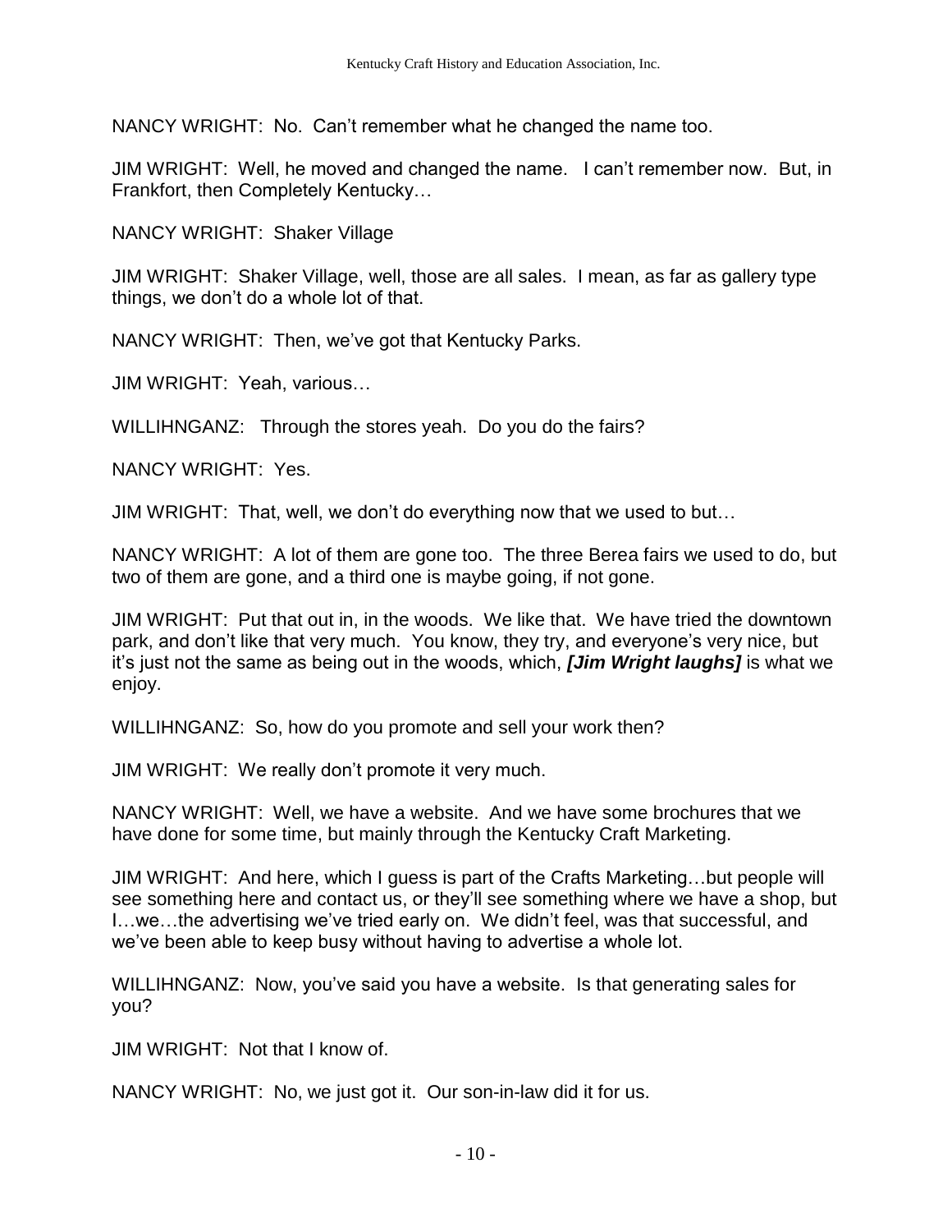NANCY WRIGHT: No. Can't remember what he changed the name too.

JIM WRIGHT: Well, he moved and changed the name. I can't remember now. But, in Frankfort, then Completely Kentucky…

NANCY WRIGHT: Shaker Village

JIM WRIGHT: Shaker Village, well, those are all sales. I mean, as far as gallery type things, we don't do a whole lot of that.

NANCY WRIGHT: Then, we've got that Kentucky Parks.

JIM WRIGHT: Yeah, various…

WILLIHNGANZ: Through the stores yeah. Do you do the fairs?

NANCY WRIGHT: Yes.

JIM WRIGHT: That, well, we don't do everything now that we used to but…

NANCY WRIGHT: A lot of them are gone too. The three Berea fairs we used to do, but two of them are gone, and a third one is maybe going, if not gone.

JIM WRIGHT: Put that out in, in the woods. We like that. We have tried the downtown park, and don't like that very much. You know, they try, and everyone's very nice, but it's just not the same as being out in the woods, which, ***[Jim Wright laughs]*** is what we enjoy.

WILLIHNGANZ: So, how do you promote and sell your work then?

JIM WRIGHT: We really don't promote it very much.

NANCY WRIGHT: Well, we have a website. And we have some brochures that we have done for some time, but mainly through the Kentucky Craft Marketing.

JIM WRIGHT: And here, which I guess is part of the Crafts Marketing…but people will see something here and contact us, or they'll see something where we have a shop, but I…we…the advertising we've tried early on. We didn't feel, was that successful, and we've been able to keep busy without having to advertise a whole lot.

WILLIHNGANZ: Now, you've said you have a website. Is that generating sales for you?

JIM WRIGHT: Not that I know of.

NANCY WRIGHT: No, we just got it. Our son-in-law did it for us.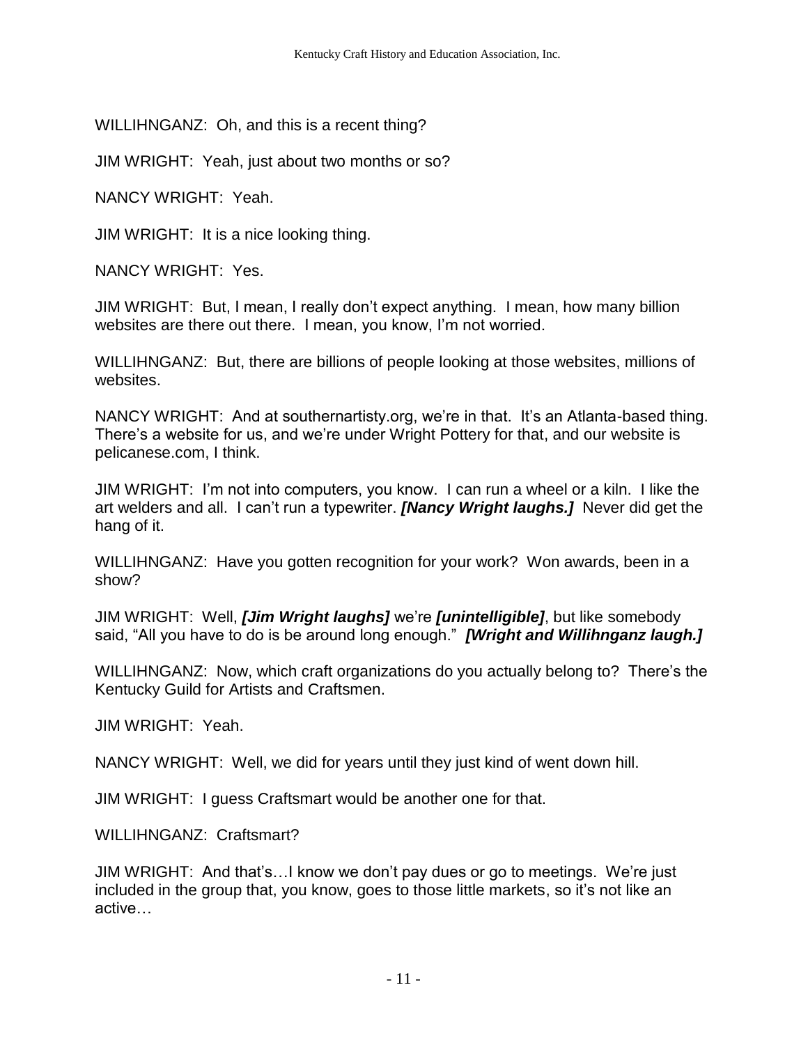WILLIHNGANZ: Oh, and this is a recent thing?

JIM WRIGHT: Yeah, just about two months or so?

NANCY WRIGHT: Yeah.

JIM WRIGHT: It is a nice looking thing.

NANCY WRIGHT: Yes.

JIM WRIGHT: But, I mean, I really don't expect anything. I mean, how many billion websites are there out there. I mean, you know, I'm not worried.

WILLIHNGANZ: But, there are billions of people looking at those websites, millions of websites.

NANCY WRIGHT: And at southernartisty.org, we're in that. It's an Atlanta-based thing. There's a website for us, and we're under Wright Pottery for that, and our website is pelicanese.com, I think.

JIM WRIGHT: I'm not into computers, you know. I can run a wheel or a kiln. I like the art welders and all. I can't run a typewriter. ***[Nancy Wright laughs.]*** Never did get the hang of it.

WILLIHNGANZ: Have you gotten recognition for your work? Won awards, been in a show?

JIM WRIGHT: Well, ***[Jim Wright laughs]*** we're ***[unintelligible]***, but like somebody said, "All you have to do is be around long enough." ***[Wright and Willihnganz laugh.]***

WILLIHNGANZ: Now, which craft organizations do you actually belong to? There's the Kentucky Guild for Artists and Craftsmen.

JIM WRIGHT: Yeah.

NANCY WRIGHT: Well, we did for years until they just kind of went down hill.

JIM WRIGHT: I guess Craftsmart would be another one for that.

WILLIHNGANZ: Craftsmart?

JIM WRIGHT: And that's…I know we don't pay dues or go to meetings. We're just included in the group that, you know, goes to those little markets, so it's not like an active…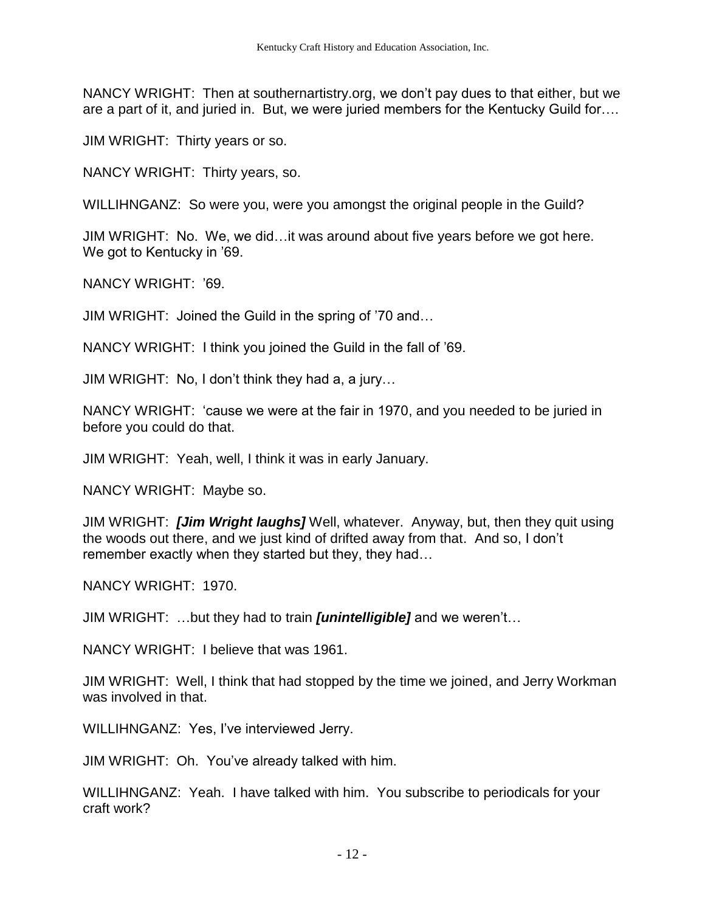NANCY WRIGHT: Then at southernartistry.org, we don't pay dues to that either, but we are a part of it, and juried in. But, we were juried members for the Kentucky Guild for….

JIM WRIGHT: Thirty years or so.

NANCY WRIGHT: Thirty years, so.

WILLIHNGANZ: So were you, were you amongst the original people in the Guild?

JIM WRIGHT: No. We, we did…it was around about five years before we got here. We got to Kentucky in '69.

NANCY WRIGHT: '69.

JIM WRIGHT: Joined the Guild in the spring of '70 and…

NANCY WRIGHT: I think you joined the Guild in the fall of '69.

JIM WRIGHT: No, I don't think they had a, a jury…

NANCY WRIGHT: 'cause we were at the fair in 1970, and you needed to be juried in before you could do that.

JIM WRIGHT: Yeah, well, I think it was in early January.

NANCY WRIGHT: Maybe so.

JIM WRIGHT: ***[Jim Wright laughs]*** Well, whatever. Anyway, but, then they quit using the woods out there, and we just kind of drifted away from that. And so, I don't remember exactly when they started but they, they had…

NANCY WRIGHT: 1970.

JIM WRIGHT: …but they had to train ***[unintelligible]*** and we weren't…

NANCY WRIGHT: I believe that was 1961.

JIM WRIGHT: Well, I think that had stopped by the time we joined, and Jerry Workman was involved in that.

WILLIHNGANZ: Yes, I've interviewed Jerry.

JIM WRIGHT: Oh. You've already talked with him.

WILLIHNGANZ: Yeah. I have talked with him. You subscribe to periodicals for your craft work?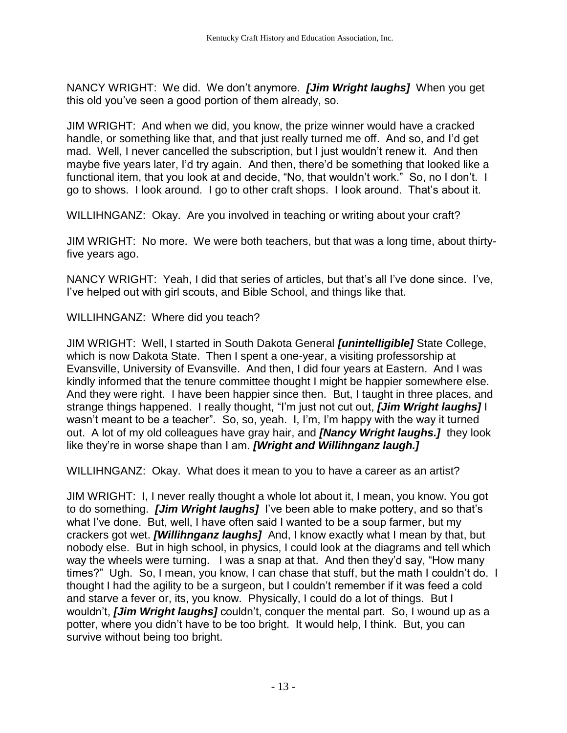NANCY WRIGHT: We did. We don't anymore. ***[Jim Wright laughs]*** When you get this old you've seen a good portion of them already, so.

JIM WRIGHT: And when we did, you know, the prize winner would have a cracked handle, or something like that, and that just really turned me off. And so, and I'd get mad. Well, I never cancelled the subscription, but I just wouldn't renew it. And then maybe five years later, I'd try again. And then, there'd be something that looked like a functional item, that you look at and decide, "No, that wouldn't work." So, no I don't. I go to shows. I look around. I go to other craft shops. I look around. That's about it.

WILLIHNGANZ: Okay. Are you involved in teaching or writing about your craft?

JIM WRIGHT: No more. We were both teachers, but that was a long time, about thirty-five years ago.

NANCY WRIGHT: Yeah, I did that series of articles, but that's all I've done since. I've, I've helped out with girl scouts, and Bible School, and things like that.

WILLIHNGANZ: Where did you teach?

JIM WRIGHT: Well, I started in South Dakota General ***[unintelligible]*** State College, which is now Dakota State. Then I spent a one-year, a visiting professorship at Evansville, University of Evansville. And then, I did four years at Eastern. And I was kindly informed that the tenure committee thought I might be happier somewhere else. And they were right. I have been happier since then. But, I taught in three places, and strange things happened. I really thought, "I'm just not cut out, ***[Jim Wright laughs]*** I wasn't meant to be a teacher". So, so, yeah. I, I'm, I'm happy with the way it turned out. A lot of my old colleagues have gray hair, and ***[Nancy Wright laughs.]*** they look like they're in worse shape than I am. ***[Wright and Willihnganz laugh.]***

WILLIHNGANZ: Okay. What does it mean to you to have a career as an artist?

JIM WRIGHT: I, I never really thought a whole lot about it, I mean, you know. You got to do something. ***[Jim Wright laughs]*** I've been able to make pottery, and so that's what I've done. But, well, I have often said I wanted to be a soup farmer, but my crackers got wet. ***[Willihnganz laughs]*** And, I know exactly what I mean by that, but nobody else. But in high school, in physics, I could look at the diagrams and tell which way the wheels were turning. I was a snap at that. And then they'd say, "How many times?" Ugh. So, I mean, you know, I can chase that stuff, but the math I couldn't do. I thought I had the agility to be a surgeon, but I couldn't remember if it was feed a cold and starve a fever or, its, you know. Physically, I could do a lot of things. But I wouldn't, ***[Jim Wright laughs]*** couldn't, conquer the mental part. So, I wound up as a potter, where you didn't have to be too bright. It would help, I think. But, you can survive without being too bright.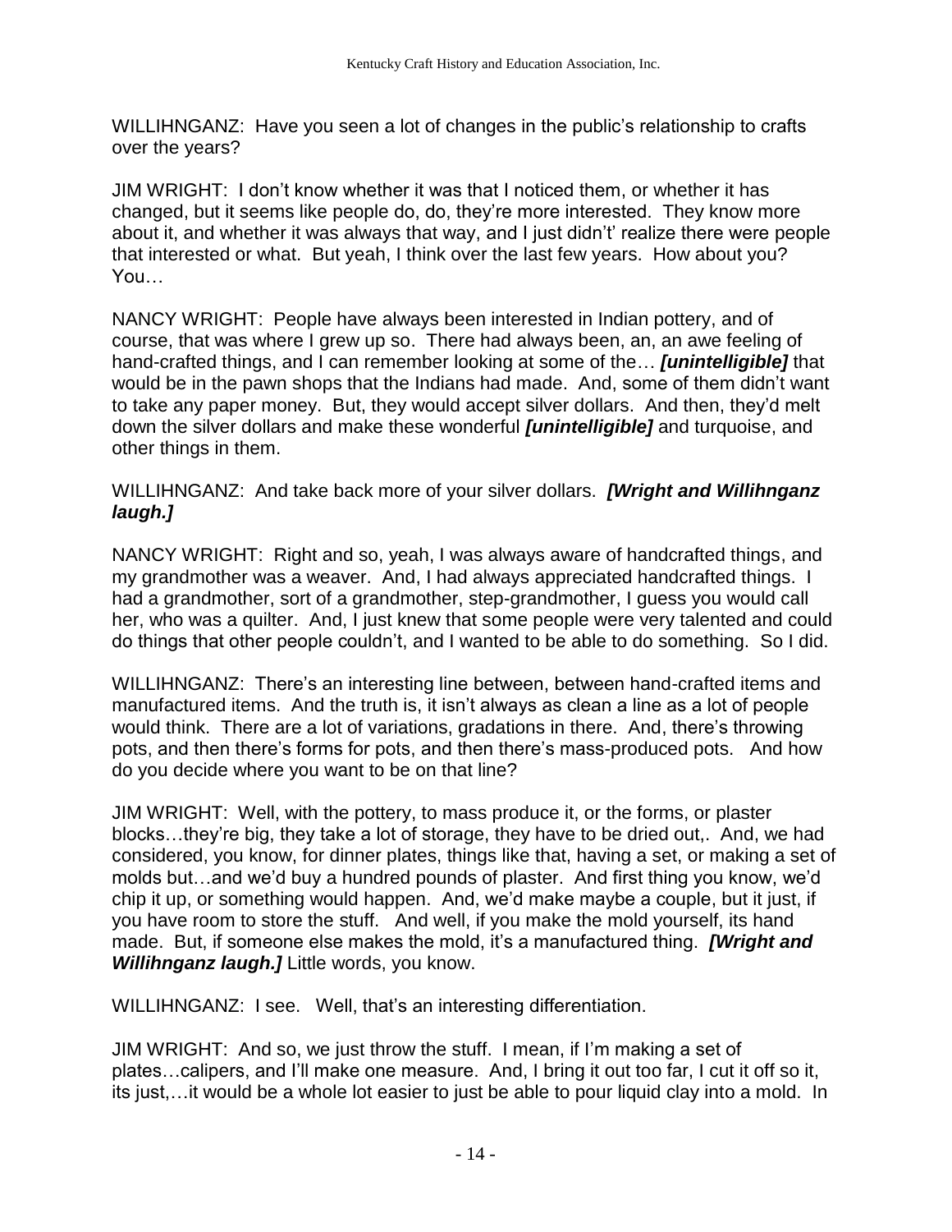WILLIHNGANZ: Have you seen a lot of changes in the public's relationship to crafts over the years?

JIM WRIGHT: I don't know whether it was that I noticed them, or whether it has changed, but it seems like people do, do, they're more interested. They know more about it, and whether it was always that way, and I just didn't' realize there were people that interested or what. But yeah, I think over the last few years. How about you? You…

NANCY WRIGHT: People have always been interested in Indian pottery, and of course, that was where I grew up so. There had always been, an, an awe feeling of hand-crafted things, and I can remember looking at some of the… ***[unintelligible]*** that would be in the pawn shops that the Indians had made. And, some of them didn't want to take any paper money. But, they would accept silver dollars. And then, they'd melt down the silver dollars and make these wonderful ***[unintelligible]*** and turquoise, and other things in them.

WILLIHNGANZ: And take back more of your silver dollars. ***[Wright and Willihnganz laugh.]***

NANCY WRIGHT: Right and so, yeah, I was always aware of handcrafted things, and my grandmother was a weaver. And, I had always appreciated handcrafted things. I had a grandmother, sort of a grandmother, step-grandmother, I guess you would call her, who was a quilter. And, I just knew that some people were very talented and could do things that other people couldn't, and I wanted to be able to do something. So I did.

WILLIHNGANZ: There's an interesting line between, between hand-crafted items and manufactured items. And the truth is, it isn't always as clean a line as a lot of people would think. There are a lot of variations, gradations in there. And, there's throwing pots, and then there's forms for pots, and then there's mass-produced pots. And how do you decide where you want to be on that line?

JIM WRIGHT: Well, with the pottery, to mass produce it, or the forms, or plaster blocks…they're big, they take a lot of storage, they have to be dried out,. And, we had considered, you know, for dinner plates, things like that, having a set, or making a set of molds but…and we'd buy a hundred pounds of plaster. And first thing you know, we'd chip it up, or something would happen. And, we'd make maybe a couple, but it just, if you have room to store the stuff. And well, if you make the mold yourself, its hand made. But, if someone else makes the mold, it's a manufactured thing. ***[Wright and Willihnganz laugh.]*** Little words, you know.

WILLIHNGANZ: I see. Well, that's an interesting differentiation.

JIM WRIGHT: And so, we just throw the stuff. I mean, if I'm making a set of plates…calipers, and I'll make one measure. And, I bring it out too far, I cut it off so it, its just,…it would be a whole lot easier to just be able to pour liquid clay into a mold. In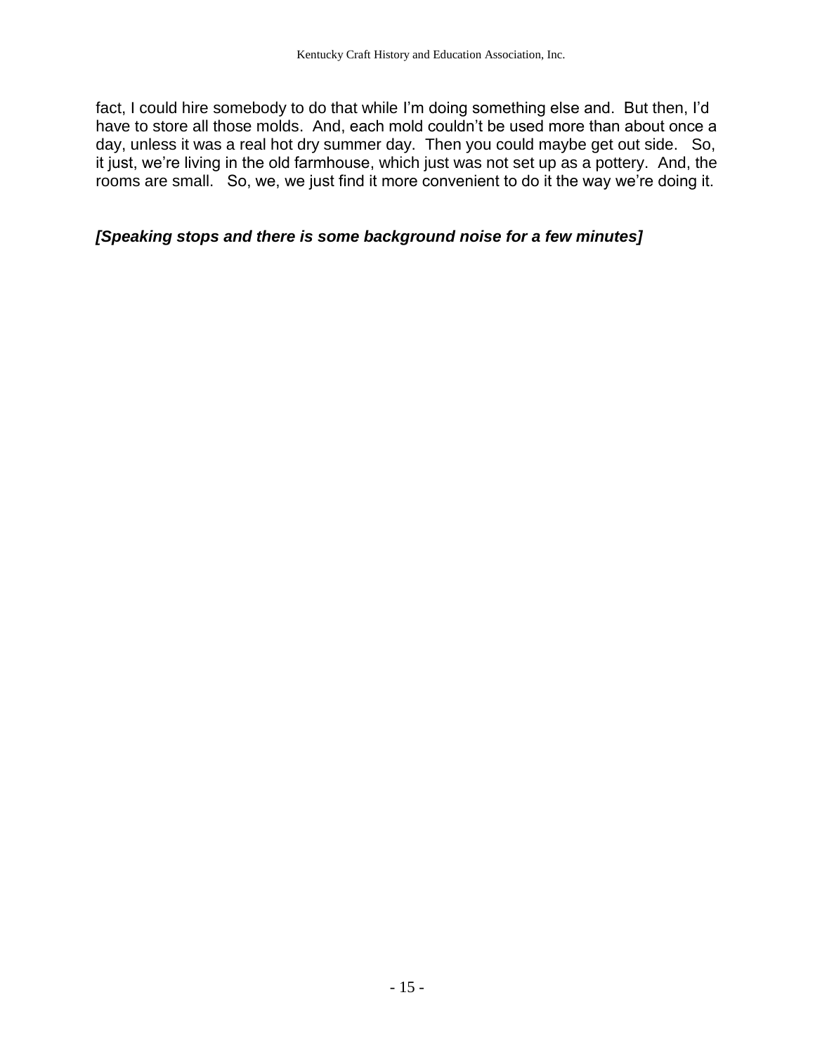fact, I could hire somebody to do that while I'm doing something else and. But then, I'd have to store all those molds. And, each mold couldn't be used more than about once a day, unless it was a real hot dry summer day. Then you could maybe get out side. So, it just, we're living in the old farmhouse, which just was not set up as a pottery. And, the rooms are small. So, we, we just find it more convenient to do it the way we're doing it.

***[Speaking stops and there is some background noise for a few minutes]***